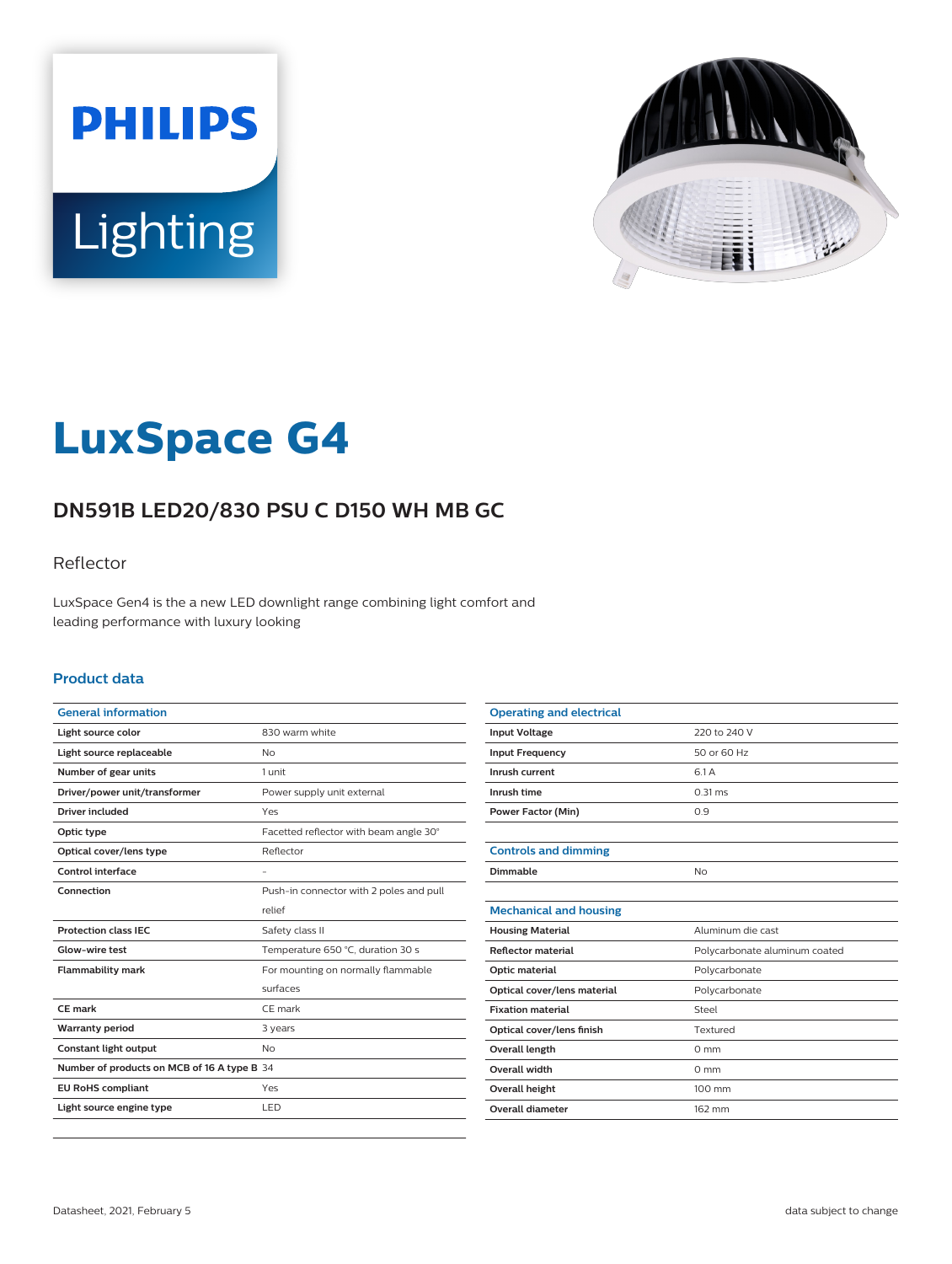# LuxSpace G4

## DN591B LED20/830 PSU C D150 WH MB GC

Reflector

LuxSpace Gen4 is the a new LED downlight range combining light comfort and leading performance with luxury looking

### Product data

| General information | |
|---|---|
| Light source color | 830 warm white |
| Light source replaceable | No |
| Number of gear units | 1 unit |
| Driver/power unit/transformer | Power supply unit external |
| Driver included | Yes |
| Optic type | Facetted reflector with beam angle 30° |
| Optical cover/lens type | Reflector |
| Control interface | - |
| Connection | Push-in connector with 2 poles and pull relief |
| Protection class IEC | Safety class II |
| Glow-wire test | Temperature 650 °C, duration 30 s |
| Flammability mark | For mounting on normally flammable surfaces |
| CE mark | CE mark |
| Warranty period | 3 years |
| Constant light output | No |
| Number of products on MCB of 16 A type B | 34 |
| EU RoHS compliant | Yes |
| Light source engine type | LED |

| Operating and electrical | |
|---|---|
| Input Voltage | 220 to 240 V |
| Input Frequency | 50 or 60 Hz |
| Inrush current | 6.1 A |
| Inrush time | 0.31 ms |
| Power Factor (Min) | 0.9 |

| Controls and dimming | |
|---|---|
| Dimmable | No |

| Mechanical and housing | |
|---|---|
| Housing Material | Aluminum die cast |
| Reflector material | Polycarbonate aluminum coated |
| Optic material | Polycarbonate |
| Optical cover/lens material | Polycarbonate |
| Fixation material | Steel |
| Optical cover/lens finish | Textured |
| Overall length | 0 mm |
| Overall width | 0 mm |
| Overall height | 100 mm |
| Overall diameter | 162 mm |

Datasheet, 2021, February 5

data subject to change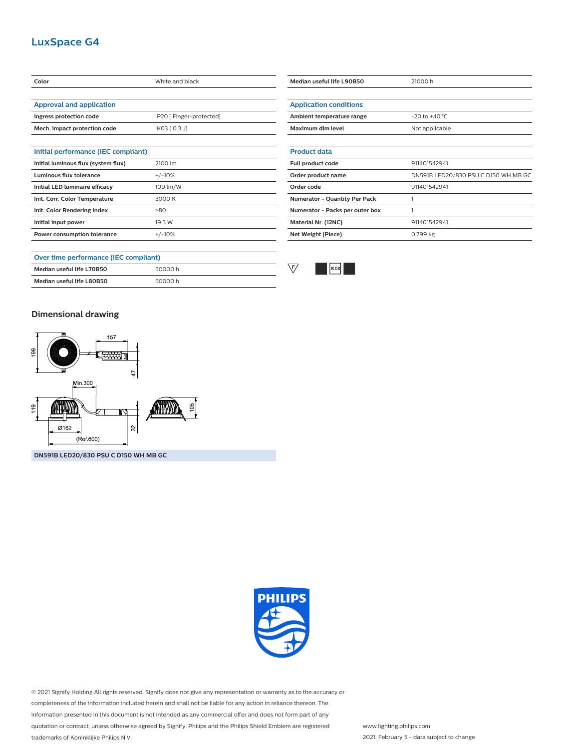## LuxSpace G4

| | |
|---|---|
| Color | White and black |

### Approval and application

| | |
|---|---|
| Ingress protection code | IP20 [ Finger-protected] |
| Mech. impact protection code | IK03 [ 0.3 J] |

### Initial performance (IEC compliant)

| | |
|---|---|
| Initial luminous flux (system flux) | 2100 lm |
| Luminous flux tolerance | +/-10% |
| Initial LED luminaire efficacy | 109 lm/W |
| Init. Corr. Color Temperature | 3000 K |
| Init. Color Rendering Index | >80 |
| Initial input power | 19.3 W |
| Power consumption tolerance | +/-10% |

### Over time performance (IEC compliant)

| | |
|---|---|
| Median useful life L70B50 | 50000 h |
| Median useful life L80B50 | 50000 h |
| Median useful life L90B50 | 21000 h |

### Application conditions

| | |
|---|---|
| Ambient temperature range | -20 to +40 °C |
| Maximum dim level | Not applicable |

### Product data

| | |
|---|---|
| Full product code | 911401542941 |
| Order product name | DN591B LED20/830 PSU C D150 WH MB GC |
| Order code | 911401542941 |
| Numerator - Quantity Per Pack | 1 |
| Numerator - Packs per outer box | 1 |
| Material Nr. (12NC) | 911401542941 |
| Net Weight (Piece) | 0.799 kg |

F IK03

## Dimensional drawing

157
199
47
Min.300
119
105
32
Ø162
(Ref.600)

DN591B LED20/830 PSU C D150 WH MB GC

PHILIPS

© 2021 Signify Holding All rights reserved. Signify does not give any representation or warranty as to the accuracy or completeness of the information included herein and shall not be liable for any action in reliance thereon. The information presented in this document is not intended as any commercial offer and does not form part of any quotation or contract, unless otherwise agreed by Signify. Philips and the Philips Shield Emblem are registered trademarks of Koninklijke Philips N.V.

www.lighting.philips.com

2021, February 5 - data subject to change